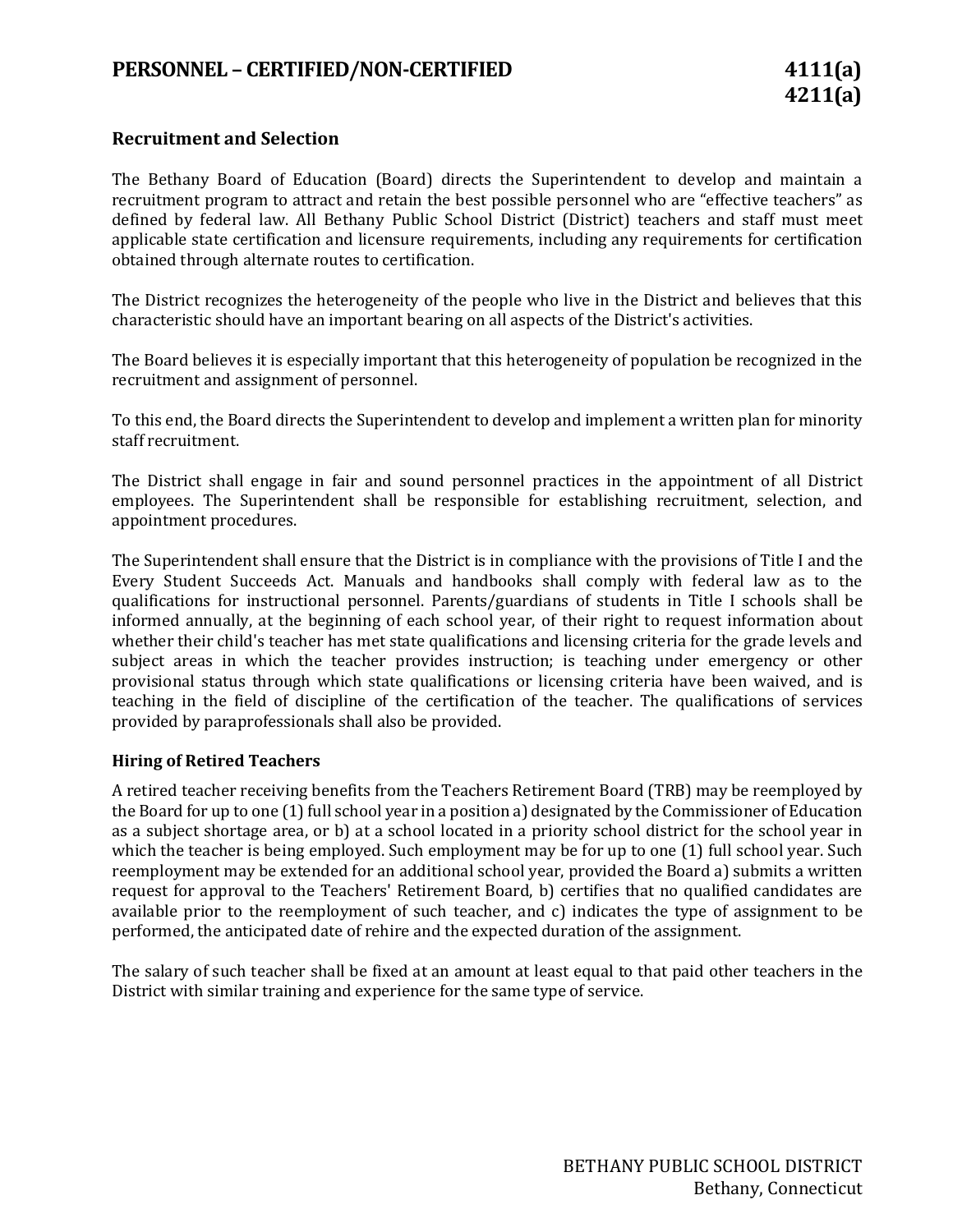# PERSONNEL – CERTIFIED/NON-CERTIFIED

**4111(a)**
**4211(a)**

## Recruitment and Selection

The Bethany Board of Education (Board) directs the Superintendent to develop and maintain a recruitment program to attract and retain the best possible personnel who are "effective teachers" as defined by federal law. All Bethany Public School District (District) teachers and staff must meet applicable state certification and licensure requirements, including any requirements for certification obtained through alternate routes to certification.

The District recognizes the heterogeneity of the people who live in the District and believes that this characteristic should have an important bearing on all aspects of the District's activities.

The Board believes it is especially important that this heterogeneity of population be recognized in the recruitment and assignment of personnel.

To this end, the Board directs the Superintendent to develop and implement a written plan for minority staff recruitment.

The District shall engage in fair and sound personnel practices in the appointment of all District employees. The Superintendent shall be responsible for establishing recruitment, selection, and appointment procedures.

The Superintendent shall ensure that the District is in compliance with the provisions of Title I and the Every Student Succeeds Act. Manuals and handbooks shall comply with federal law as to the qualifications for instructional personnel. Parents/guardians of students in Title I schools shall be informed annually, at the beginning of each school year, of their right to request information about whether their child's teacher has met state qualifications and licensing criteria for the grade levels and subject areas in which the teacher provides instruction; is teaching under emergency or other provisional status through which state qualifications or licensing criteria have been waived, and is teaching in the field of discipline of the certification of the teacher. The qualifications of services provided by paraprofessionals shall also be provided.

### Hiring of Retired Teachers

A retired teacher receiving benefits from the Teachers Retirement Board (TRB) may be reemployed by the Board for up to one (1) full school year in a position a) designated by the Commissioner of Education as a subject shortage area, or b) at a school located in a priority school district for the school year in which the teacher is being employed. Such employment may be for up to one (1) full school year. Such reemployment may be extended for an additional school year, provided the Board a) submits a written request for approval to the Teachers' Retirement Board, b) certifies that no qualified candidates are available prior to the reemployment of such teacher, and c) indicates the type of assignment to be performed, the anticipated date of rehire and the expected duration of the assignment.

The salary of such teacher shall be fixed at an amount at least equal to that paid other teachers in the District with similar training and experience for the same type of service.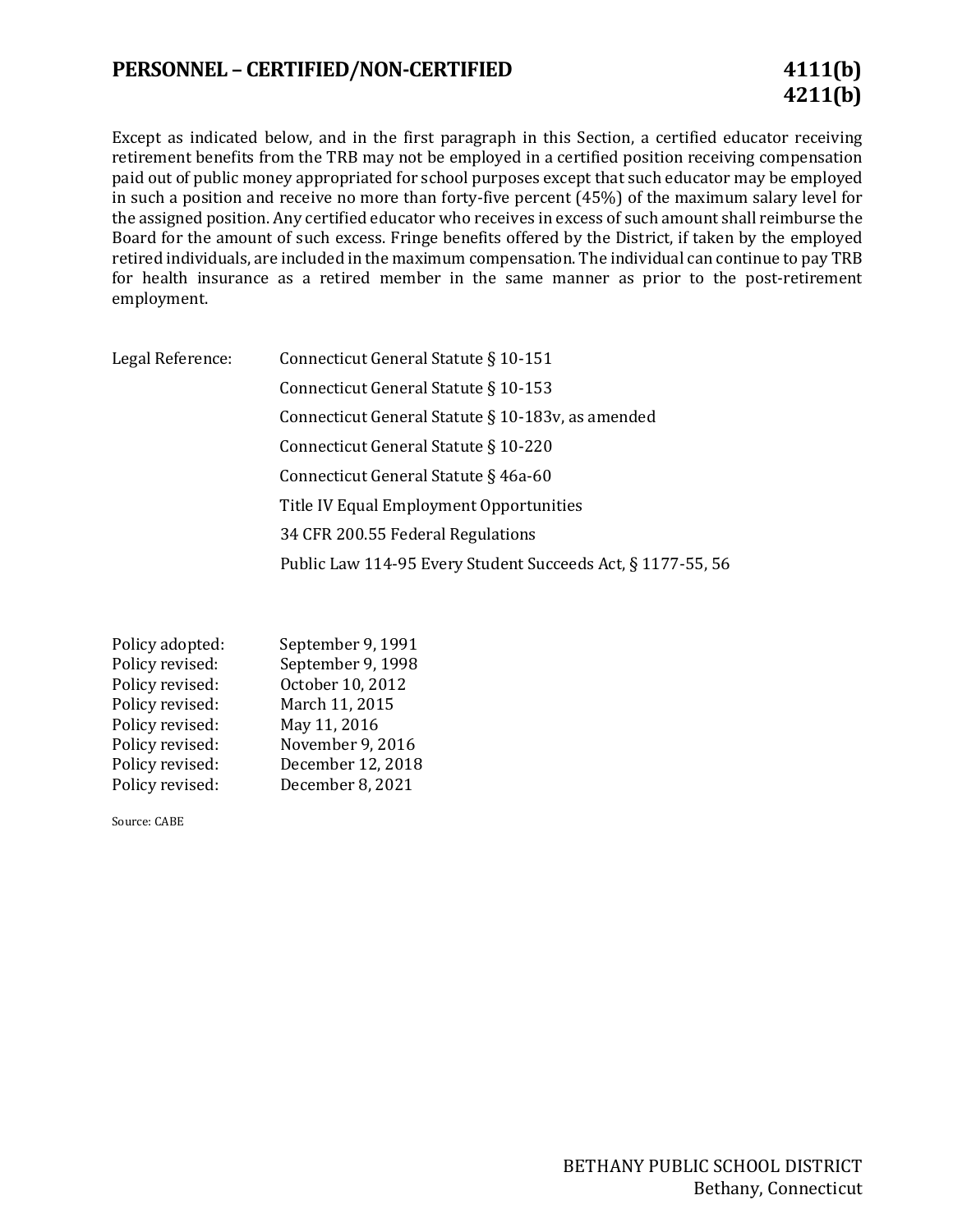Except as indicated below, and in the first paragraph in this Section, a certified educator receiving retirement benefits from the TRB may not be employed in a certified position receiving compensation paid out of public money appropriated for school purposes except that such educator may be employed in such a position and receive no more than forty-five percent (45%) of the maximum salary level for the assigned position. Any certified educator who receives in excess of such amount shall reimburse the Board for the amount of such excess. Fringe benefits offered by the District, if taken by the employed retired individuals, are included in the maximum compensation. The individual can continue to pay TRB for health insurance as a retired member in the same manner as prior to the post-retirement employment.

| | |
|---|---|
| Legal Reference: | Connecticut General Statute § 10-151 |
| | Connecticut General Statute § 10-153 |
| | Connecticut General Statute § 10-183v, as amended |
| | Connecticut General Statute § 10-220 |
| | Connecticut General Statute § 46a-60 |
| | Title IV Equal Employment Opportunities |
| | 34 CFR 200.55 Federal Regulations |
| | Public Law 114-95 Every Student Succeeds Act, § 1177-55, 56 |

| | |
|---|---|
| Policy adopted: | September 9, 1991 |
| Policy revised: | September 9, 1998 |
| Policy revised: | October 10, 2012 |
| Policy revised: | March 11, 2015 |
| Policy revised: | May 11, 2016 |
| Policy revised: | November 9, 2016 |
| Policy revised: | December 12, 2018 |
| Policy revised: | December 8, 2021 |

Source: CABE